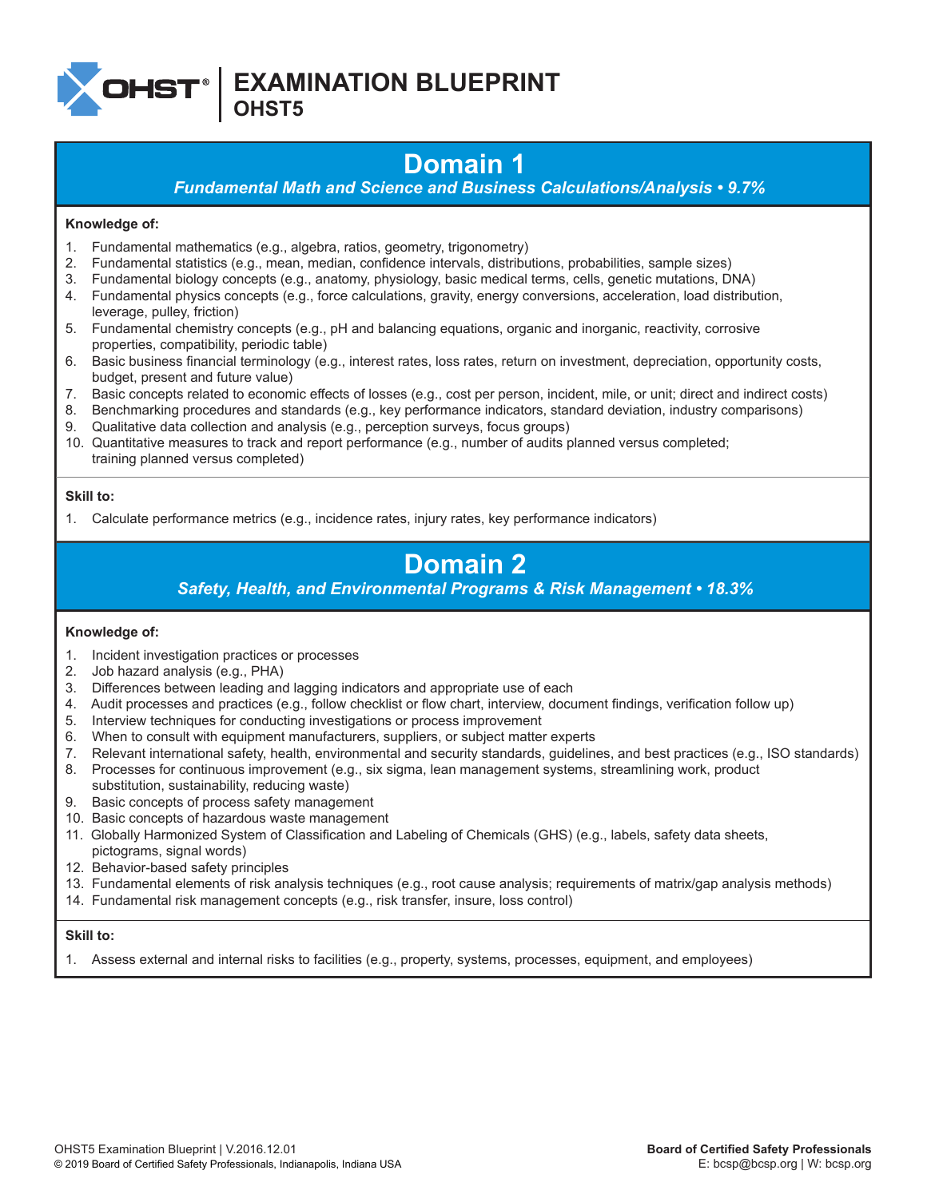# EXAMINATION BLUEPRINT
## OHST5

## Domain 1

***Fundamental Math and Science and Business Calculations/Analysis • 9.7%***

**Knowledge of:**

1. Fundamental mathematics (e.g., algebra, ratios, geometry, trigonometry)
2. Fundamental statistics (e.g., mean, median, confidence intervals, distributions, probabilities, sample sizes)
3. Fundamental biology concepts (e.g., anatomy, physiology, basic medical terms, cells, genetic mutations, DNA)
4. Fundamental physics concepts (e.g., force calculations, gravity, energy conversions, acceleration, load distribution, leverage, pulley, friction)
5. Fundamental chemistry concepts (e.g., pH and balancing equations, organic and inorganic, reactivity, corrosive properties, compatibility, periodic table)
6. Basic business financial terminology (e.g., interest rates, loss rates, return on investment, depreciation, opportunity costs, budget, present and future value)
7. Basic concepts related to economic effects of losses (e.g., cost per person, incident, mile, or unit; direct and indirect costs)
8. Benchmarking procedures and standards (e.g., key performance indicators, standard deviation, industry comparisons)
9. Qualitative data collection and analysis (e.g., perception surveys, focus groups)
10. Quantitative measures to track and report performance (e.g., number of audits planned versus completed; training planned versus completed)

**Skill to:**

1. Calculate performance metrics (e.g., incidence rates, injury rates, key performance indicators)

## Domain 2

***Safety, Health, and Environmental Programs & Risk Management • 18.3%***

**Knowledge of:**

1. Incident investigation practices or processes
2. Job hazard analysis (e.g., PHA)
3. Differences between leading and lagging indicators and appropriate use of each
4. Audit processes and practices (e.g., follow checklist or flow chart, interview, document findings, verification follow up)
5. Interview techniques for conducting investigations or process improvement
6. When to consult with equipment manufacturers, suppliers, or subject matter experts
7. Relevant international safety, health, environmental and security standards, guidelines, and best practices (e.g., ISO standards)
8. Processes for continuous improvement (e.g., six sigma, lean management systems, streamlining work, product substitution, sustainability, reducing waste)
9. Basic concepts of process safety management
10. Basic concepts of hazardous waste management
11. Globally Harmonized System of Classification and Labeling of Chemicals (GHS) (e.g., labels, safety data sheets, pictograms, signal words)
12. Behavior-based safety principles
13. Fundamental elements of risk analysis techniques (e.g., root cause analysis; requirements of matrix/gap analysis methods)
14. Fundamental risk management concepts (e.g., risk transfer, insure, loss control)

**Skill to:**

1. Assess external and internal risks to facilities (e.g., property, systems, processes, equipment, and employees)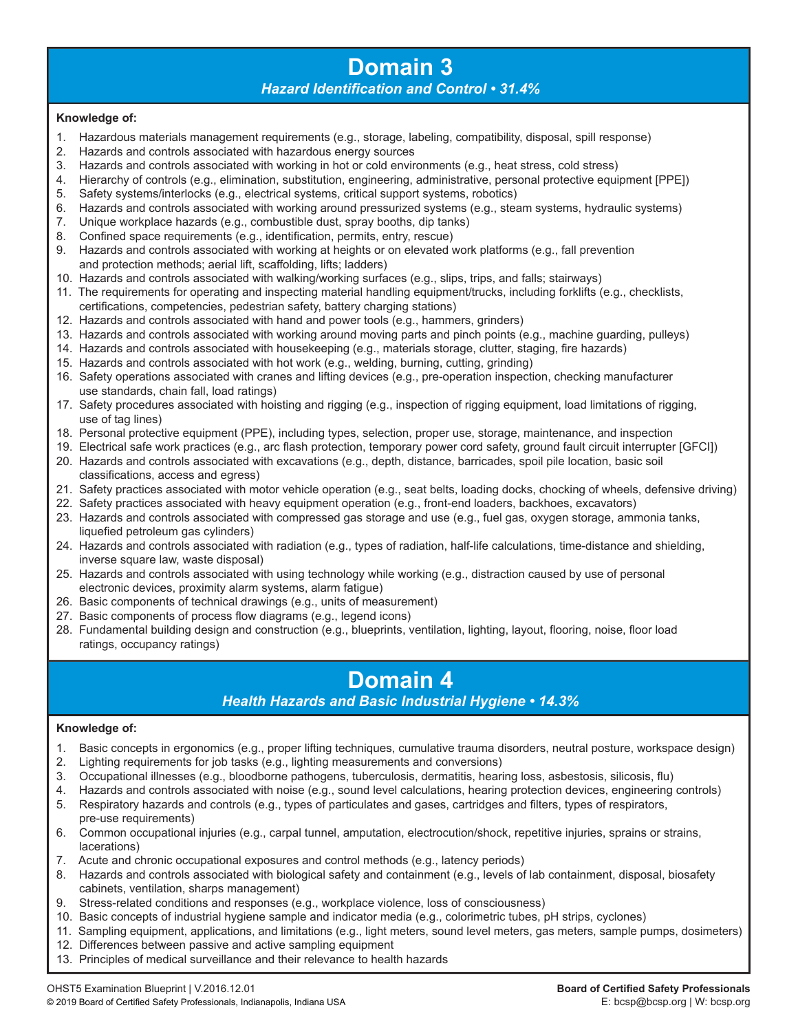# Domain 3

***Hazard Identification and Control • 31.4%***

**Knowledge of:**

1. Hazardous materials management requirements (e.g., storage, labeling, compatibility, disposal, spill response)
2. Hazards and controls associated with hazardous energy sources
3. Hazards and controls associated with working in hot or cold environments (e.g., heat stress, cold stress)
4. Hierarchy of controls (e.g., elimination, substitution, engineering, administrative, personal protective equipment [PPE])
5. Safety systems/interlocks (e.g., electrical systems, critical support systems, robotics)
6. Hazards and controls associated with working around pressurized systems (e.g., steam systems, hydraulic systems)
7. Unique workplace hazards (e.g., combustible dust, spray booths, dip tanks)
8. Confined space requirements (e.g., identification, permits, entry, rescue)
9. Hazards and controls associated with working at heights or on elevated work platforms (e.g., fall prevention and protection methods; aerial lift, scaffolding, lifts; ladders)
10. Hazards and controls associated with walking/working surfaces (e.g., slips, trips, and falls; stairways)
11. The requirements for operating and inspecting material handling equipment/trucks, including forklifts (e.g., checklists, certifications, competencies, pedestrian safety, battery charging stations)
12. Hazards and controls associated with hand and power tools (e.g., hammers, grinders)
13. Hazards and controls associated with working around moving parts and pinch points (e.g., machine guarding, pulleys)
14. Hazards and controls associated with housekeeping (e.g., materials storage, clutter, staging, fire hazards)
15. Hazards and controls associated with hot work (e.g., welding, burning, cutting, grinding)
16. Safety operations associated with cranes and lifting devices (e.g., pre-operation inspection, checking manufacturer use standards, chain fall, load ratings)
17. Safety procedures associated with hoisting and rigging (e.g., inspection of rigging equipment, load limitations of rigging, use of tag lines)
18. Personal protective equipment (PPE), including types, selection, proper use, storage, maintenance, and inspection
19. Electrical safe work practices (e.g., arc flash protection, temporary power cord safety, ground fault circuit interrupter [GFCI])
20. Hazards and controls associated with excavations (e.g., depth, distance, barricades, spoil pile location, basic soil classifications, access and egress)
21. Safety practices associated with motor vehicle operation (e.g., seat belts, loading docks, chocking of wheels, defensive driving)
22. Safety practices associated with heavy equipment operation (e.g., front-end loaders, backhoes, excavators)
23. Hazards and controls associated with compressed gas storage and use (e.g., fuel gas, oxygen storage, ammonia tanks, liquefied petroleum gas cylinders)
24. Hazards and controls associated with radiation (e.g., types of radiation, half-life calculations, time-distance and shielding, inverse square law, waste disposal)
25. Hazards and controls associated with using technology while working (e.g., distraction caused by use of personal electronic devices, proximity alarm systems, alarm fatigue)
26. Basic components of technical drawings (e.g., units of measurement)
27. Basic components of process flow diagrams (e.g., legend icons)
28. Fundamental building design and construction (e.g., blueprints, ventilation, lighting, layout, flooring, noise, floor load ratings, occupancy ratings)

# Domain 4

***Health Hazards and Basic Industrial Hygiene • 14.3%***

**Knowledge of:**

1. Basic concepts in ergonomics (e.g., proper lifting techniques, cumulative trauma disorders, neutral posture, workspace design)
2. Lighting requirements for job tasks (e.g., lighting measurements and conversions)
3. Occupational illnesses (e.g., bloodborne pathogens, tuberculosis, dermatitis, hearing loss, asbestosis, silicosis, flu)
4. Hazards and controls associated with noise (e.g., sound level calculations, hearing protection devices, engineering controls)
5. Respiratory hazards and controls (e.g., types of particulates and gases, cartridges and filters, types of respirators, pre-use requirements)
6. Common occupational injuries (e.g., carpal tunnel, amputation, electrocution/shock, repetitive injuries, sprains or strains, lacerations)
7. Acute and chronic occupational exposures and control methods (e.g., latency periods)
8. Hazards and controls associated with biological safety and containment (e.g., levels of lab containment, disposal, biosafety cabinets, ventilation, sharps management)
9. Stress-related conditions and responses (e.g., workplace violence, loss of consciousness)
10. Basic concepts of industrial hygiene sample and indicator media (e.g., colorimetric tubes, pH strips, cyclones)
11. Sampling equipment, applications, and limitations (e.g., light meters, sound level meters, gas meters, sample pumps, dosimeters)
12. Differences between passive and active sampling equipment
13. Principles of medical surveillance and their relevance to health hazards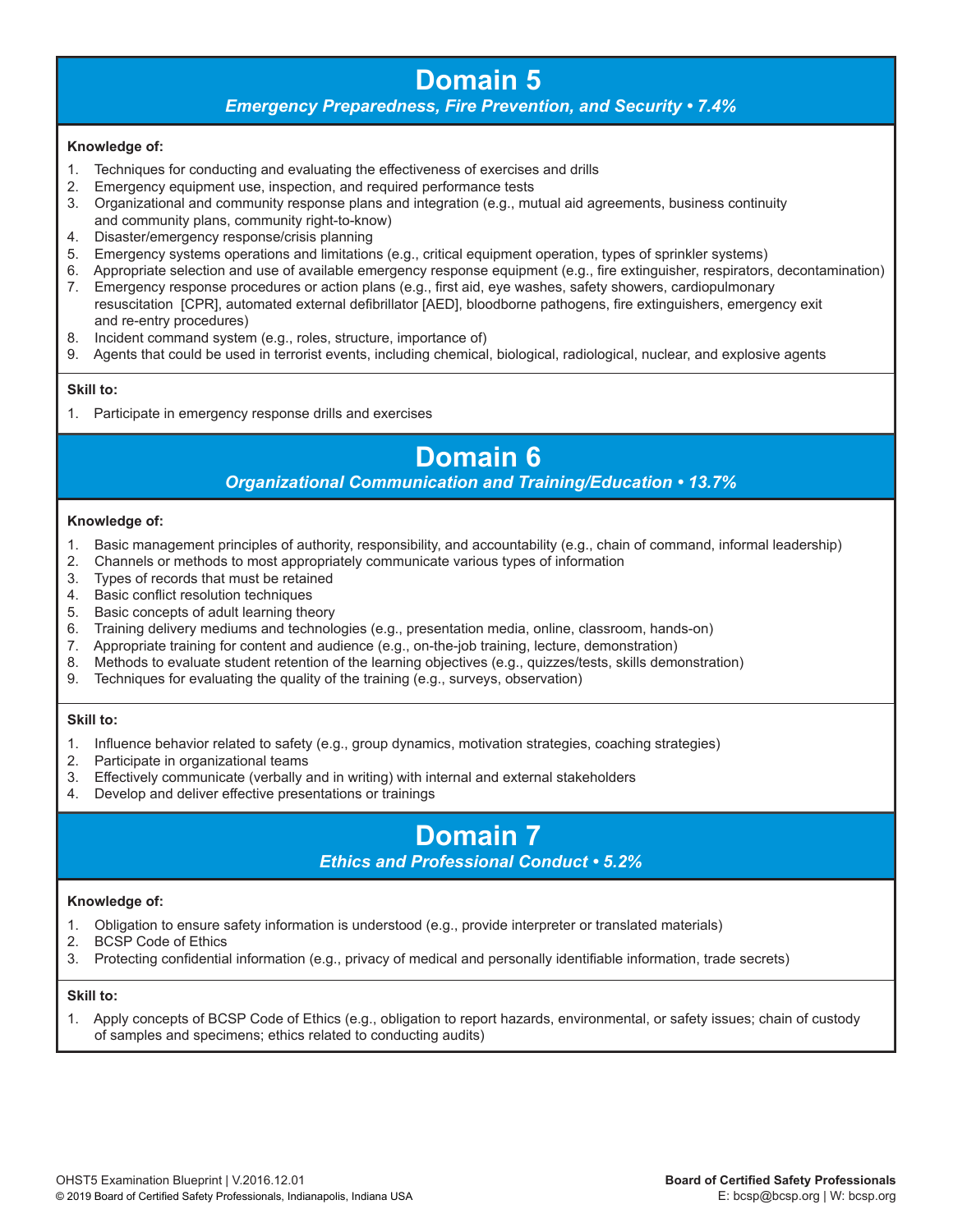# Domain 5

***Emergency Preparedness, Fire Prevention, and Security • 7.4%***

**Knowledge of:**

1. Techniques for conducting and evaluating the effectiveness of exercises and drills
2. Emergency equipment use, inspection, and required performance tests
3. Organizational and community response plans and integration (e.g., mutual aid agreements, business continuity and community plans, community right-to-know)
4. Disaster/emergency response/crisis planning
5. Emergency systems operations and limitations (e.g., critical equipment operation, types of sprinkler systems)
6. Appropriate selection and use of available emergency response equipment (e.g., fire extinguisher, respirators, decontamination)
7. Emergency response procedures or action plans (e.g., first aid, eye washes, safety showers, cardiopulmonary resuscitation [CPR], automated external defibrillator [AED], bloodborne pathogens, fire extinguishers, emergency exit and re-entry procedures)
8. Incident command system (e.g., roles, structure, importance of)
9. Agents that could be used in terrorist events, including chemical, biological, radiological, nuclear, and explosive agents

**Skill to:**

1. Participate in emergency response drills and exercises

# Domain 6

***Organizational Communication and Training/Education • 13.7%***

**Knowledge of:**

1. Basic management principles of authority, responsibility, and accountability (e.g., chain of command, informal leadership)
2. Channels or methods to most appropriately communicate various types of information
3. Types of records that must be retained
4. Basic conflict resolution techniques
5. Basic concepts of adult learning theory
6. Training delivery mediums and technologies (e.g., presentation media, online, classroom, hands-on)
7. Appropriate training for content and audience (e.g., on-the-job training, lecture, demonstration)
8. Methods to evaluate student retention of the learning objectives (e.g., quizzes/tests, skills demonstration)
9. Techniques for evaluating the quality of the training (e.g., surveys, observation)

**Skill to:**

1. Influence behavior related to safety (e.g., group dynamics, motivation strategies, coaching strategies)
2. Participate in organizational teams
3. Effectively communicate (verbally and in writing) with internal and external stakeholders
4. Develop and deliver effective presentations or trainings

# Domain 7

***Ethics and Professional Conduct • 5.2%***

**Knowledge of:**

1. Obligation to ensure safety information is understood (e.g., provide interpreter or translated materials)
2. BCSP Code of Ethics
3. Protecting confidential information (e.g., privacy of medical and personally identifiable information, trade secrets)

**Skill to:**

1. Apply concepts of BCSP Code of Ethics (e.g., obligation to report hazards, environmental, or safety issues; chain of custody of samples and specimens; ethics related to conducting audits)

OHST5 Examination Blueprint | V.2016.12.01
© 2019 Board of Certified Safety Professionals, Indianapolis, Indiana USA

**Board of Certified Safety Professionals**
E: bcsp@bcsp.org | W: bcsp.org